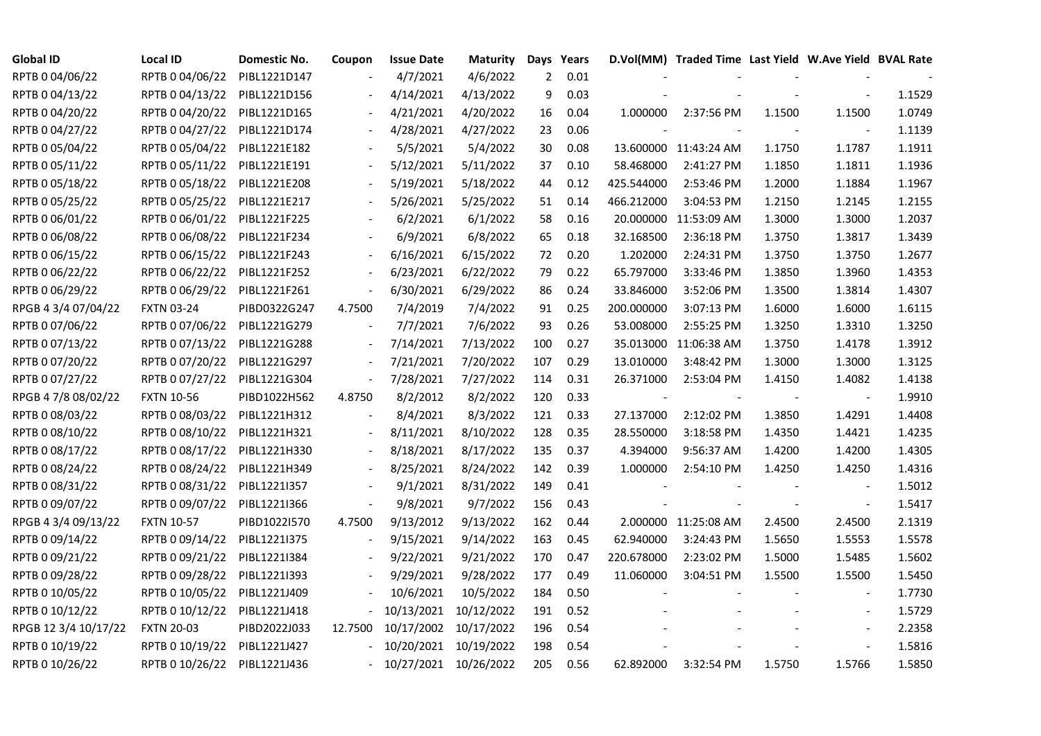| Global ID | Local ID | Domestic No. | Coupon | Issue Date | Maturity | Days | Years | D.Vol(MM) | Traded Time | Last Yield | W.Ave Yield | BVAL Rate |
|---|---|---|---|---|---|---|---|---|---|---|---|---|
| RPTB 0 04/06/22 | RPTB 0 04/06/22 | PIBL1221D147 | - | 4/7/2021 | 4/6/2022 | 2 | 0.01 | - | - | - | - | - |
| RPTB 0 04/13/22 | RPTB 0 04/13/22 | PIBL1221D156 | - | 4/14/2021 | 4/13/2022 | 9 | 0.03 | - | - | - | - | 1.1529 |
| RPTB 0 04/20/22 | RPTB 0 04/20/22 | PIBL1221D165 | - | 4/21/2021 | 4/20/2022 | 16 | 0.04 | 1.000000 | 2:37:56 PM | 1.1500 | 1.1500 | 1.0749 |
| RPTB 0 04/27/22 | RPTB 0 04/27/22 | PIBL1221D174 | - | 4/28/2021 | 4/27/2022 | 23 | 0.06 | - | - | - | - | 1.1139 |
| RPTB 0 05/04/22 | RPTB 0 05/04/22 | PIBL1221E182 | - | 5/5/2021 | 5/4/2022 | 30 | 0.08 | 13.600000 | 11:43:24 AM | 1.1750 | 1.1787 | 1.1911 |
| RPTB 0 05/11/22 | RPTB 0 05/11/22 | PIBL1221E191 | - | 5/12/2021 | 5/11/2022 | 37 | 0.10 | 58.468000 | 2:41:27 PM | 1.1850 | 1.1811 | 1.1936 |
| RPTB 0 05/18/22 | RPTB 0 05/18/22 | PIBL1221E208 | - | 5/19/2021 | 5/18/2022 | 44 | 0.12 | 425.544000 | 2:53:46 PM | 1.2000 | 1.1884 | 1.1967 |
| RPTB 0 05/25/22 | RPTB 0 05/25/22 | PIBL1221E217 | - | 5/26/2021 | 5/25/2022 | 51 | 0.14 | 466.212000 | 3:04:53 PM | 1.2150 | 1.2145 | 1.2155 |
| RPTB 0 06/01/22 | RPTB 0 06/01/22 | PIBL1221F225 | - | 6/2/2021 | 6/1/2022 | 58 | 0.16 | 20.000000 | 11:53:09 AM | 1.3000 | 1.3000 | 1.2037 |
| RPTB 0 06/08/22 | RPTB 0 06/08/22 | PIBL1221F234 | - | 6/9/2021 | 6/8/2022 | 65 | 0.18 | 32.168500 | 2:36:18 PM | 1.3750 | 1.3817 | 1.3439 |
| RPTB 0 06/15/22 | RPTB 0 06/15/22 | PIBL1221F243 | - | 6/16/2021 | 6/15/2022 | 72 | 0.20 | 1.202000 | 2:24:31 PM | 1.3750 | 1.3750 | 1.2677 |
| RPTB 0 06/22/22 | RPTB 0 06/22/22 | PIBL1221F252 | - | 6/23/2021 | 6/22/2022 | 79 | 0.22 | 65.797000 | 3:33:46 PM | 1.3850 | 1.3960 | 1.4353 |
| RPTB 0 06/29/22 | RPTB 0 06/29/22 | PIBL1221F261 | - | 6/30/2021 | 6/29/2022 | 86 | 0.24 | 33.846000 | 3:52:06 PM | 1.3500 | 1.3814 | 1.4307 |
| RPGB 4 3/4 07/04/22 | FXTN 03-24 | PIBD0322G247 | 4.7500 | 7/4/2019 | 7/4/2022 | 91 | 0.25 | 200.000000 | 3:07:13 PM | 1.6000 | 1.6000 | 1.6115 |
| RPTB 0 07/06/22 | RPTB 0 07/06/22 | PIBL1221G279 | - | 7/7/2021 | 7/6/2022 | 93 | 0.26 | 53.008000 | 2:55:25 PM | 1.3250 | 1.3310 | 1.3250 |
| RPTB 0 07/13/22 | RPTB 0 07/13/22 | PIBL1221G288 | - | 7/14/2021 | 7/13/2022 | 100 | 0.27 | 35.013000 | 11:06:38 AM | 1.3750 | 1.4178 | 1.3912 |
| RPTB 0 07/20/22 | RPTB 0 07/20/22 | PIBL1221G297 | - | 7/21/2021 | 7/20/2022 | 107 | 0.29 | 13.010000 | 3:48:42 PM | 1.3000 | 1.3000 | 1.3125 |
| RPTB 0 07/27/22 | RPTB 0 07/27/22 | PIBL1221G304 | - | 7/28/2021 | 7/27/2022 | 114 | 0.31 | 26.371000 | 2:53:04 PM | 1.4150 | 1.4082 | 1.4138 |
| RPGB 4 7/8 08/02/22 | FXTN 10-56 | PIBD1022H562 | 4.8750 | 8/2/2012 | 8/2/2022 | 120 | 0.33 | - | - | - | - | 1.9910 |
| RPTB 0 08/03/22 | RPTB 0 08/03/22 | PIBL1221H312 | - | 8/4/2021 | 8/3/2022 | 121 | 0.33 | 27.137000 | 2:12:02 PM | 1.3850 | 1.4291 | 1.4408 |
| RPTB 0 08/10/22 | RPTB 0 08/10/22 | PIBL1221H321 | - | 8/11/2021 | 8/10/2022 | 128 | 0.35 | 28.550000 | 3:18:58 PM | 1.4350 | 1.4421 | 1.4235 |
| RPTB 0 08/17/22 | RPTB 0 08/17/22 | PIBL1221H330 | - | 8/18/2021 | 8/17/2022 | 135 | 0.37 | 4.394000 | 9:56:37 AM | 1.4200 | 1.4200 | 1.4305 |
| RPTB 0 08/24/22 | RPTB 0 08/24/22 | PIBL1221H349 | - | 8/25/2021 | 8/24/2022 | 142 | 0.39 | 1.000000 | 2:54:10 PM | 1.4250 | 1.4250 | 1.4316 |
| RPTB 0 08/31/22 | RPTB 0 08/31/22 | PIBL1221I357 | - | 9/1/2021 | 8/31/2022 | 149 | 0.41 | - | - | - | - | 1.5012 |
| RPTB 0 09/07/22 | RPTB 0 09/07/22 | PIBL1221I366 | - | 9/8/2021 | 9/7/2022 | 156 | 0.43 | - | - | - | - | 1.5417 |
| RPGB 4 3/4 09/13/22 | FXTN 10-57 | PIBD1022I570 | 4.7500 | 9/13/2012 | 9/13/2022 | 162 | 0.44 | 2.000000 | 11:25:08 AM | 2.4500 | 2.4500 | 2.1319 |
| RPTB 0 09/14/22 | RPTB 0 09/14/22 | PIBL1221I375 | - | 9/15/2021 | 9/14/2022 | 163 | 0.45 | 62.940000 | 3:24:43 PM | 1.5650 | 1.5553 | 1.5578 |
| RPTB 0 09/21/22 | RPTB 0 09/21/22 | PIBL1221I384 | - | 9/22/2021 | 9/21/2022 | 170 | 0.47 | 220.678000 | 2:23:02 PM | 1.5000 | 1.5485 | 1.5602 |
| RPTB 0 09/28/22 | RPTB 0 09/28/22 | PIBL1221I393 | - | 9/29/2021 | 9/28/2022 | 177 | 0.49 | 11.060000 | 3:04:51 PM | 1.5500 | 1.5500 | 1.5450 |
| RPTB 0 10/05/22 | RPTB 0 10/05/22 | PIBL1221J409 | - | 10/6/2021 | 10/5/2022 | 184 | 0.50 | - | - | - | - | 1.7730 |
| RPTB 0 10/12/22 | RPTB 0 10/12/22 | PIBL1221J418 | - | 10/13/2021 | 10/12/2022 | 191 | 0.52 | - | - | - | - | 1.5729 |
| RPGB 12 3/4 10/17/22 | FXTN 20-03 | PIBD2022J033 | 12.7500 | 10/17/2002 | 10/17/2022 | 196 | 0.54 | - | - | - | - | 2.2358 |
| RPTB 0 10/19/22 | RPTB 0 10/19/22 | PIBL1221J427 | - | 10/20/2021 | 10/19/2022 | 198 | 0.54 | - | - | - | - | 1.5816 |
| RPTB 0 10/26/22 | RPTB 0 10/26/22 | PIBL1221J436 | - | 10/27/2021 | 10/26/2022 | 205 | 0.56 | 62.892000 | 3:32:54 PM | 1.5750 | 1.5766 | 1.5850 |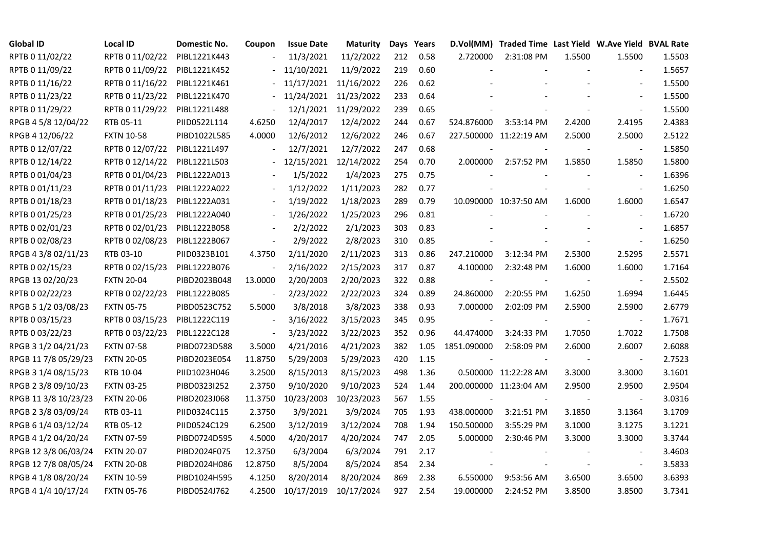| Global ID | Local ID | Domestic No. | Coupon | Issue Date | Maturity | Days | Years | D.Vol(MM) | Traded Time | Last Yield | W.Ave Yield | BVAL Rate |
|---|---|---|---|---|---|---|---|---|---|---|---|---|
| RPTB 0 11/02/22 | RPTB 0 11/02/22 | PIBL1221K443 | - | 11/3/2021 | 11/2/2022 | 212 | 0.58 | 2.720000 | 2:31:08 PM | 1.5500 | 1.5500 | 1.5503 |
| RPTB 0 11/09/22 | RPTB 0 11/09/22 | PIBL1221K452 | - | 11/10/2021 | 11/9/2022 | 219 | 0.60 | - | - | - | - | 1.5657 |
| RPTB 0 11/16/22 | RPTB 0 11/16/22 | PIBL1221K461 | - | 11/17/2021 | 11/16/2022 | 226 | 0.62 | - | - | - | - | 1.5500 |
| RPTB 0 11/23/22 | RPTB 0 11/23/22 | PIBL1221K470 | - | 11/24/2021 | 11/23/2022 | 233 | 0.64 | - | - | - | - | 1.5500 |
| RPTB 0 11/29/22 | RPTB 0 11/29/22 | PIBL1221L488 | - | 12/1/2021 | 11/29/2022 | 239 | 0.65 | - | - | - | - | 1.5500 |
| RPGB 4 5/8 12/04/22 | RTB 05-11 | PIID0522L114 | 4.6250 | 12/4/2017 | 12/4/2022 | 244 | 0.67 | 524.876000 | 3:53:14 PM | 2.4200 | 2.4195 | 2.4383 |
| RPGB 4 12/06/22 | FXTN 10-58 | PIBD1022L585 | 4.0000 | 12/6/2012 | 12/6/2022 | 246 | 0.67 | 227.500000 | 11:22:19 AM | 2.5000 | 2.5000 | 2.5122 |
| RPTB 0 12/07/22 | RPTB 0 12/07/22 | PIBL1221L497 | - | 12/7/2021 | 12/7/2022 | 247 | 0.68 | - | - | - | - | 1.5850 |
| RPTB 0 12/14/22 | RPTB 0 12/14/22 | PIBL1221L503 | - | 12/15/2021 | 12/14/2022 | 254 | 0.70 | 2.000000 | 2:57:52 PM | 1.5850 | 1.5850 | 1.5800 |
| RPTB 0 01/04/23 | RPTB 0 01/04/23 | PIBL1222A013 | - | 1/5/2022 | 1/4/2023 | 275 | 0.75 | - | - | - | - | 1.6396 |
| RPTB 0 01/11/23 | RPTB 0 01/11/23 | PIBL1222A022 | - | 1/12/2022 | 1/11/2023 | 282 | 0.77 | - | - | - | - | 1.6250 |
| RPTB 0 01/18/23 | RPTB 0 01/18/23 | PIBL1222A031 | - | 1/19/2022 | 1/18/2023 | 289 | 0.79 | 10.090000 | 10:37:50 AM | 1.6000 | 1.6000 | 1.6547 |
| RPTB 0 01/25/23 | RPTB 0 01/25/23 | PIBL1222A040 | - | 1/26/2022 | 1/25/2023 | 296 | 0.81 | - | - | - | - | 1.6720 |
| RPTB 0 02/01/23 | RPTB 0 02/01/23 | PIBL1222B058 | - | 2/2/2022 | 2/1/2023 | 303 | 0.83 | - | - | - | - | 1.6857 |
| RPTB 0 02/08/23 | RPTB 0 02/08/23 | PIBL1222B067 | - | 2/9/2022 | 2/8/2023 | 310 | 0.85 | - | - | - | - | 1.6250 |
| RPGB 4 3/8 02/11/23 | RTB 03-10 | PIID0323B101 | 4.3750 | 2/11/2020 | 2/11/2023 | 313 | 0.86 | 247.210000 | 3:12:34 PM | 2.5300 | 2.5295 | 2.5571 |
| RPTB 0 02/15/23 | RPTB 0 02/15/23 | PIBL1222B076 | - | 2/16/2022 | 2/15/2023 | 317 | 0.87 | 4.100000 | 2:32:48 PM | 1.6000 | 1.6000 | 1.7164 |
| RPGB 13 02/20/23 | FXTN 20-04 | PIBD2023B048 | 13.0000 | 2/20/2003 | 2/20/2023 | 322 | 0.88 | - | - | - | - | 2.5502 |
| RPTB 0 02/22/23 | RPTB 0 02/22/23 | PIBL1222B085 | - | 2/23/2022 | 2/22/2023 | 324 | 0.89 | 24.860000 | 2:20:55 PM | 1.6250 | 1.6994 | 1.6445 |
| RPGB 5 1/2 03/08/23 | FXTN 05-75 | PIBD0523C752 | 5.5000 | 3/8/2018 | 3/8/2023 | 338 | 0.93 | 7.000000 | 2:02:09 PM | 2.5900 | 2.5900 | 2.6779 |
| RPTB 0 03/15/23 | RPTB 0 03/15/23 | PIBL1222C119 | - | 3/16/2022 | 3/15/2023 | 345 | 0.95 | - | - | - | - | 1.7671 |
| RPTB 0 03/22/23 | RPTB 0 03/22/23 | PIBL1222C128 | - | 3/23/2022 | 3/22/2023 | 352 | 0.96 | 44.474000 | 3:24:33 PM | 1.7050 | 1.7022 | 1.7508 |
| RPGB 3 1/2 04/21/23 | FXTN 07-58 | PIBD0723D588 | 3.5000 | 4/21/2016 | 4/21/2023 | 382 | 1.05 | 1851.090000 | 2:58:09 PM | 2.6000 | 2.6007 | 2.6088 |
| RPGB 11 7/8 05/29/23 | FXTN 20-05 | PIBD2023E054 | 11.8750 | 5/29/2003 | 5/29/2023 | 420 | 1.15 | - | - | - | - | 2.7523 |
| RPGB 3 1/4 08/15/23 | RTB 10-04 | PIID1023H046 | 3.2500 | 8/15/2013 | 8/15/2023 | 498 | 1.36 | 0.500000 | 11:22:28 AM | 3.3000 | 3.3000 | 3.1601 |
| RPGB 2 3/8 09/10/23 | FXTN 03-25 | PIBD0323I252 | 2.3750 | 9/10/2020 | 9/10/2023 | 524 | 1.44 | 200.000000 | 11:23:04 AM | 2.9500 | 2.9500 | 2.9504 |
| RPGB 11 3/8 10/23/23 | FXTN 20-06 | PIBD2023J068 | 11.3750 | 10/23/2003 | 10/23/2023 | 567 | 1.55 | - | - | - | - | 3.0316 |
| RPGB 2 3/8 03/09/24 | RTB 03-11 | PIID0324C115 | 2.3750 | 3/9/2021 | 3/9/2024 | 705 | 1.93 | 438.000000 | 3:21:51 PM | 3.1850 | 3.1364 | 3.1709 |
| RPGB 6 1/4 03/12/24 | RTB 05-12 | PIID0524C129 | 6.2500 | 3/12/2019 | 3/12/2024 | 708 | 1.94 | 150.500000 | 3:55:29 PM | 3.1000 | 3.1275 | 3.1221 |
| RPGB 4 1/2 04/20/24 | FXTN 07-59 | PIBD0724D595 | 4.5000 | 4/20/2017 | 4/20/2024 | 747 | 2.05 | 5.000000 | 2:30:46 PM | 3.3000 | 3.3000 | 3.3744 |
| RPGB 12 3/8 06/03/24 | FXTN 20-07 | PIBD2024F075 | 12.3750 | 6/3/2004 | 6/3/2024 | 791 | 2.17 | - | - | - | - | 3.4603 |
| RPGB 12 7/8 08/05/24 | FXTN 20-08 | PIBD2024H086 | 12.8750 | 8/5/2004 | 8/5/2024 | 854 | 2.34 | - | - | - | - | 3.5833 |
| RPGB 4 1/8 08/20/24 | FXTN 10-59 | PIBD1024H595 | 4.1250 | 8/20/2014 | 8/20/2024 | 869 | 2.38 | 6.550000 | 9:53:56 AM | 3.6500 | 3.6500 | 3.6393 |
| RPGB 4 1/4 10/17/24 | FXTN 05-76 | PIBD0524J762 | 4.2500 | 10/17/2019 | 10/17/2024 | 927 | 2.54 | 19.000000 | 2:24:52 PM | 3.8500 | 3.8500 | 3.7341 |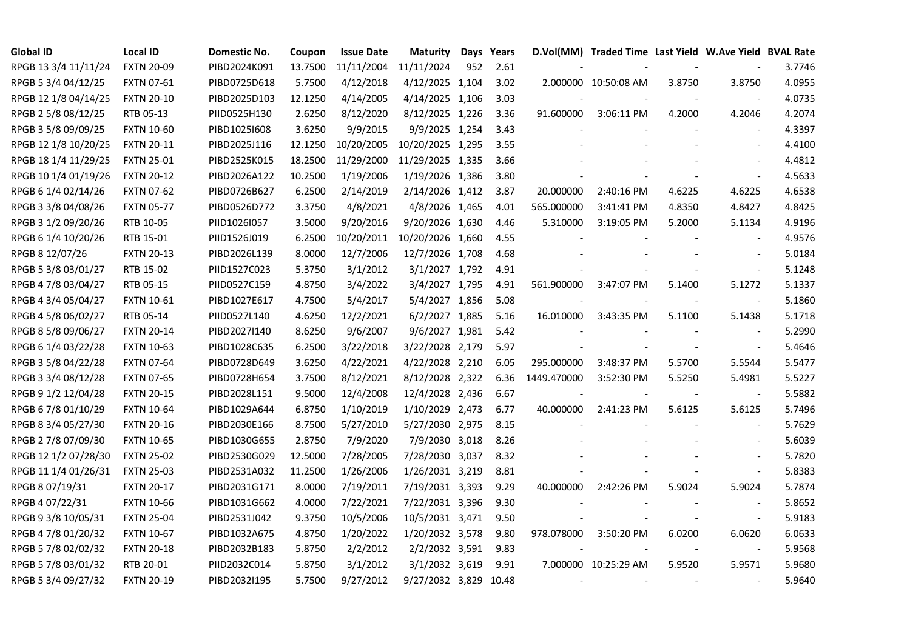| Global ID | Local ID | Domestic No. | Coupon | Issue Date | Maturity | Days | Years | D.Vol(MM) | Traded Time | Last Yield | W.Ave Yield | BVAL Rate |
|---|---|---|---|---|---|---|---|---|---|---|---|---|
| RPGB 13 3/4 11/11/24 | FXTN 20-09 | PIBD2024K091 | 13.7500 | 11/11/2004 | 11/11/2024 | 952 | 2.61 | - | - | - | - | 3.7746 |
| RPGB 5 3/4 04/12/25 | FXTN 07-61 | PIBD0725D618 | 5.7500 | 4/12/2018 | 4/12/2025 | 1,104 | 3.02 | 2.000000 | 10:50:08 AM | 3.8750 | 3.8750 | 4.0955 |
| RPGB 12 1/8 04/14/25 | FXTN 20-10 | PIBD2025D103 | 12.1250 | 4/14/2005 | 4/14/2025 | 1,106 | 3.03 | - | - | - | - | 4.0735 |
| RPGB 2 5/8 08/12/25 | RTB 05-13 | PIID0525H130 | 2.6250 | 8/12/2020 | 8/12/2025 | 1,226 | 3.36 | 91.600000 | 3:06:11 PM | 4.2000 | 4.2046 | 4.2074 |
| RPGB 3 5/8 09/09/25 | FXTN 10-60 | PIBD1025I608 | 3.6250 | 9/9/2015 | 9/9/2025 | 1,254 | 3.43 | - | - | - | - | 4.3397 |
| RPGB 12 1/8 10/20/25 | FXTN 20-11 | PIBD2025J116 | 12.1250 | 10/20/2005 | 10/20/2025 | 1,295 | 3.55 | - | - | - | - | 4.4100 |
| RPGB 18 1/4 11/29/25 | FXTN 25-01 | PIBD2525K015 | 18.2500 | 11/29/2000 | 11/29/2025 | 1,335 | 3.66 | - | - | - | - | 4.4812 |
| RPGB 10 1/4 01/19/26 | FXTN 20-12 | PIBD2026A122 | 10.2500 | 1/19/2006 | 1/19/2026 | 1,386 | 3.80 | - | - | - | - | 4.5633 |
| RPGB 6 1/4 02/14/26 | FXTN 07-62 | PIBD0726B627 | 6.2500 | 2/14/2019 | 2/14/2026 | 1,412 | 3.87 | 20.000000 | 2:40:16 PM | 4.6225 | 4.6225 | 4.6538 |
| RPGB 3 3/8 04/08/26 | FXTN 05-77 | PIBD0526D772 | 3.3750 | 4/8/2021 | 4/8/2026 | 1,465 | 4.01 | 565.000000 | 3:41:41 PM | 4.8350 | 4.8427 | 4.8425 |
| RPGB 3 1/2 09/20/26 | RTB 10-05 | PIID1026I057 | 3.5000 | 9/20/2016 | 9/20/2026 | 1,630 | 4.46 | 5.310000 | 3:19:05 PM | 5.2000 | 5.1134 | 4.9196 |
| RPGB 6 1/4 10/20/26 | RTB 15-01 | PIID1526J019 | 6.2500 | 10/20/2011 | 10/20/2026 | 1,660 | 4.55 | - | - | - | - | 4.9576 |
| RPGB 8 12/07/26 | FXTN 20-13 | PIBD2026L139 | 8.0000 | 12/7/2006 | 12/7/2026 | 1,708 | 4.68 | - | - | - | - | 5.0184 |
| RPGB 5 3/8 03/01/27 | RTB 15-02 | PIID1527C023 | 5.3750 | 3/1/2012 | 3/1/2027 | 1,792 | 4.91 | - | - | - | - | 5.1248 |
| RPGB 4 7/8 03/04/27 | RTB 05-15 | PIID0527C159 | 4.8750 | 3/4/2022 | 3/4/2027 | 1,795 | 4.91 | 561.900000 | 3:47:07 PM | 5.1400 | 5.1272 | 5.1337 |
| RPGB 4 3/4 05/04/27 | FXTN 10-61 | PIBD1027E617 | 4.7500 | 5/4/2017 | 5/4/2027 | 1,856 | 5.08 | - | - | - | - | 5.1860 |
| RPGB 4 5/8 06/02/27 | RTB 05-14 | PIID0527L140 | 4.6250 | 12/2/2021 | 6/2/2027 | 1,885 | 5.16 | 16.010000 | 3:43:35 PM | 5.1100 | 5.1438 | 5.1718 |
| RPGB 8 5/8 09/06/27 | FXTN 20-14 | PIBD2027I140 | 8.6250 | 9/6/2007 | 9/6/2027 | 1,981 | 5.42 | - | - | - | - | 5.2990 |
| RPGB 6 1/4 03/22/28 | FXTN 10-63 | PIBD1028C635 | 6.2500 | 3/22/2018 | 3/22/2028 | 2,179 | 5.97 | - | - | - | - | 5.4646 |
| RPGB 3 5/8 04/22/28 | FXTN 07-64 | PIBD0728D649 | 3.6250 | 4/22/2021 | 4/22/2028 | 2,210 | 6.05 | 295.000000 | 3:48:37 PM | 5.5700 | 5.5544 | 5.5477 |
| RPGB 3 3/4 08/12/28 | FXTN 07-65 | PIBD0728H654 | 3.7500 | 8/12/2021 | 8/12/2028 | 2,322 | 6.36 | 1449.470000 | 3:52:30 PM | 5.5250 | 5.4981 | 5.5227 |
| RPGB 9 1/2 12/04/28 | FXTN 20-15 | PIBD2028L151 | 9.5000 | 12/4/2008 | 12/4/2028 | 2,436 | 6.67 | - | - | - | - | 5.5882 |
| RPGB 6 7/8 01/10/29 | FXTN 10-64 | PIBD1029A644 | 6.8750 | 1/10/2019 | 1/10/2029 | 2,473 | 6.77 | 40.000000 | 2:41:23 PM | 5.6125 | 5.6125 | 5.7496 |
| RPGB 8 3/4 05/27/30 | FXTN 20-16 | PIBD2030E166 | 8.7500 | 5/27/2010 | 5/27/2030 | 2,975 | 8.15 | - | - | - | - | 5.7629 |
| RPGB 2 7/8 07/09/30 | FXTN 10-65 | PIBD1030G655 | 2.8750 | 7/9/2020 | 7/9/2030 | 3,018 | 8.26 | - | - | - | - | 5.6039 |
| RPGB 12 1/2 07/28/30 | FXTN 25-02 | PIBD2530G029 | 12.5000 | 7/28/2005 | 7/28/2030 | 3,037 | 8.32 | - | - | - | - | 5.7820 |
| RPGB 11 1/4 01/26/31 | FXTN 25-03 | PIBD2531A032 | 11.2500 | 1/26/2006 | 1/26/2031 | 3,219 | 8.81 | - | - | - | - | 5.8383 |
| RPGB 8 07/19/31 | FXTN 20-17 | PIBD2031G171 | 8.0000 | 7/19/2011 | 7/19/2031 | 3,393 | 9.29 | 40.000000 | 2:42:26 PM | 5.9024 | 5.9024 | 5.7874 |
| RPGB 4 07/22/31 | FXTN 10-66 | PIBD1031G662 | 4.0000 | 7/22/2021 | 7/22/2031 | 3,396 | 9.30 | - | - | - | - | 5.8652 |
| RPGB 9 3/8 10/05/31 | FXTN 25-04 | PIBD2531J042 | 9.3750 | 10/5/2006 | 10/5/2031 | 3,471 | 9.50 | - | - | - | - | 5.9183 |
| RPGB 4 7/8 01/20/32 | FXTN 10-67 | PIBD1032A675 | 4.8750 | 1/20/2022 | 1/20/2032 | 3,578 | 9.80 | 978.078000 | 3:50:20 PM | 6.0200 | 6.0620 | 6.0633 |
| RPGB 5 7/8 02/02/32 | FXTN 20-18 | PIBD2032B183 | 5.8750 | 2/2/2012 | 2/2/2032 | 3,591 | 9.83 | - | - | - | - | 5.9568 |
| RPGB 5 7/8 03/01/32 | RTB 20-01 | PIID2032C014 | 5.8750 | 3/1/2012 | 3/1/2032 | 3,619 | 9.91 | 7.000000 | 10:25:29 AM | 5.9520 | 5.9571 | 5.9680 |
| RPGB 5 3/4 09/27/32 | FXTN 20-19 | PIBD2032I195 | 5.7500 | 9/27/2012 | 9/27/2032 | 3,829 | 10.48 | - | - | - | - | 5.9640 |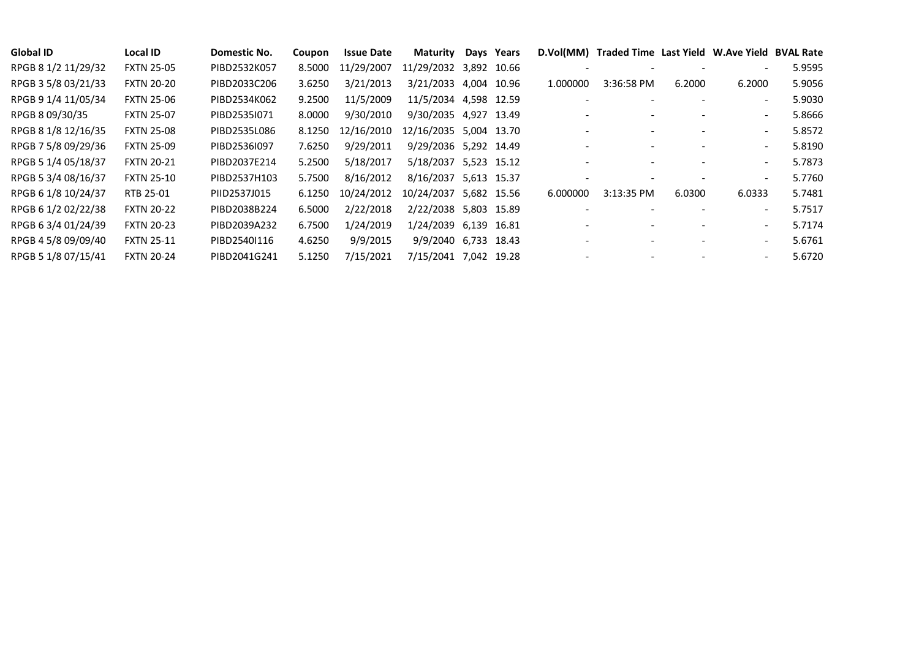| Global ID | Local ID | Domestic No. | Coupon | Issue Date | Maturity | Days | Years | D.Vol(MM) | Traded Time | Last Yield | W.Ave Yield | BVAL Rate |
|---|---|---|---|---|---|---|---|---|---|---|---|---|
| RPGB 8 1/2 11/29/32 | FXTN 25-05 | PIBD2532K057 | 8.5000 | 11/29/2007 | 11/29/2032 | 3,892 | 10.66 | - | - | - | - | 5.9595 |
| RPGB 3 5/8 03/21/33 | FXTN 20-20 | PIBD2033C206 | 3.6250 | 3/21/2013 | 3/21/2033 | 4,004 | 10.96 | 1.000000 | 3:36:58 PM | 6.2000 | 6.2000 | 5.9056 |
| RPGB 9 1/4 11/05/34 | FXTN 25-06 | PIBD2534K062 | 9.2500 | 11/5/2009 | 11/5/2034 | 4,598 | 12.59 | - | - | - | - | 5.9030 |
| RPGB 8 09/30/35 | FXTN 25-07 | PIBD2535I071 | 8.0000 | 9/30/2010 | 9/30/2035 | 4,927 | 13.49 | - | - | - | - | 5.8666 |
| RPGB 8 1/8 12/16/35 | FXTN 25-08 | PIBD2535L086 | 8.1250 | 12/16/2010 | 12/16/2035 | 5,004 | 13.70 | - | - | - | - | 5.8572 |
| RPGB 7 5/8 09/29/36 | FXTN 25-09 | PIBD2536I097 | 7.6250 | 9/29/2011 | 9/29/2036 | 5,292 | 14.49 | - | - | - | - | 5.8190 |
| RPGB 5 1/4 05/18/37 | FXTN 20-21 | PIBD2037E214 | 5.2500 | 5/18/2017 | 5/18/2037 | 5,523 | 15.12 | - | - | - | - | 5.7873 |
| RPGB 5 3/4 08/16/37 | FXTN 25-10 | PIBD2537H103 | 5.7500 | 8/16/2012 | 8/16/2037 | 5,613 | 15.37 | - | - | - | - | 5.7760 |
| RPGB 6 1/8 10/24/37 | RTB 25-01 | PIID2537J015 | 6.1250 | 10/24/2012 | 10/24/2037 | 5,682 | 15.56 | 6.000000 | 3:13:35 PM | 6.0300 | 6.0333 | 5.7481 |
| RPGB 6 1/2 02/22/38 | FXTN 20-22 | PIBD2038B224 | 6.5000 | 2/22/2018 | 2/22/2038 | 5,803 | 15.89 | - | - | - | - | 5.7517 |
| RPGB 6 3/4 01/24/39 | FXTN 20-23 | PIBD2039A232 | 6.7500 | 1/24/2019 | 1/24/2039 | 6,139 | 16.81 | - | - | - | - | 5.7174 |
| RPGB 4 5/8 09/09/40 | FXTN 25-11 | PIBD2540I116 | 4.6250 | 9/9/2015 | 9/9/2040 | 6,733 | 18.43 | - | - | - | - | 5.6761 |
| RPGB 5 1/8 07/15/41 | FXTN 20-24 | PIBD2041G241 | 5.1250 | 7/15/2021 | 7/15/2041 | 7,042 | 19.28 | - | - | - | - | 5.6720 |